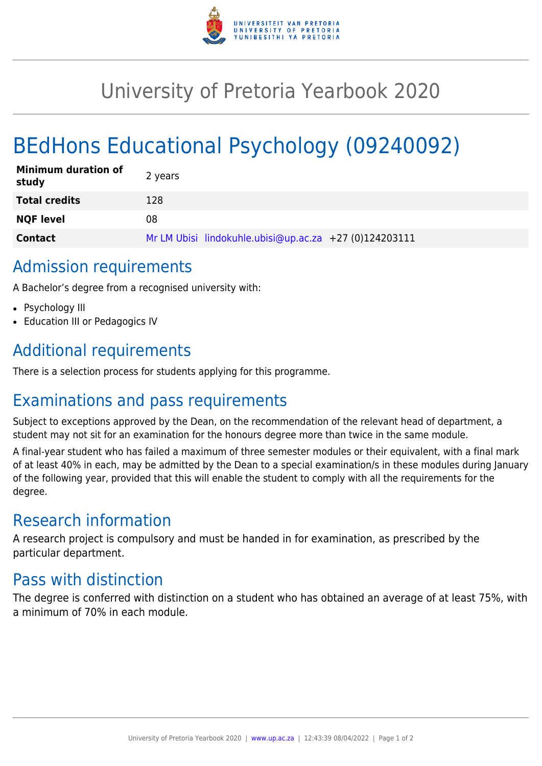# University of Pretoria Yearbook 2020

# BEdHons Educational Psychology (09240092)

| | |
|---|---|
| **Minimum duration of study** | 2 years |
| **Total credits** | 128 |
| **NQF level** | 08 |
| **Contact** | Mr LM Ubisi lindokuhle.ubisi@up.ac.za +27 (0)124203111 |

## Admission requirements

A Bachelor’s degree from a recognised university with:

- Psychology III
- Education III or Pedagogics IV

## Additional requirements

There is a selection process for students applying for this programme.

## Examinations and pass requirements

Subject to exceptions approved by the Dean, on the recommendation of the relevant head of department, a student may not sit for an examination for the honours degree more than twice in the same module.

A final-year student who has failed a maximum of three semester modules or their equivalent, with a final mark of at least 40% in each, may be admitted by the Dean to a special examination/s in these modules during January of the following year, provided that this will enable the student to comply with all the requirements for the degree.

## Research information

A research project is compulsory and must be handed in for examination, as prescribed by the particular department.

## Pass with distinction

The degree is conferred with distinction on a student who has obtained an average of at least 75%, with a minimum of 70% in each module.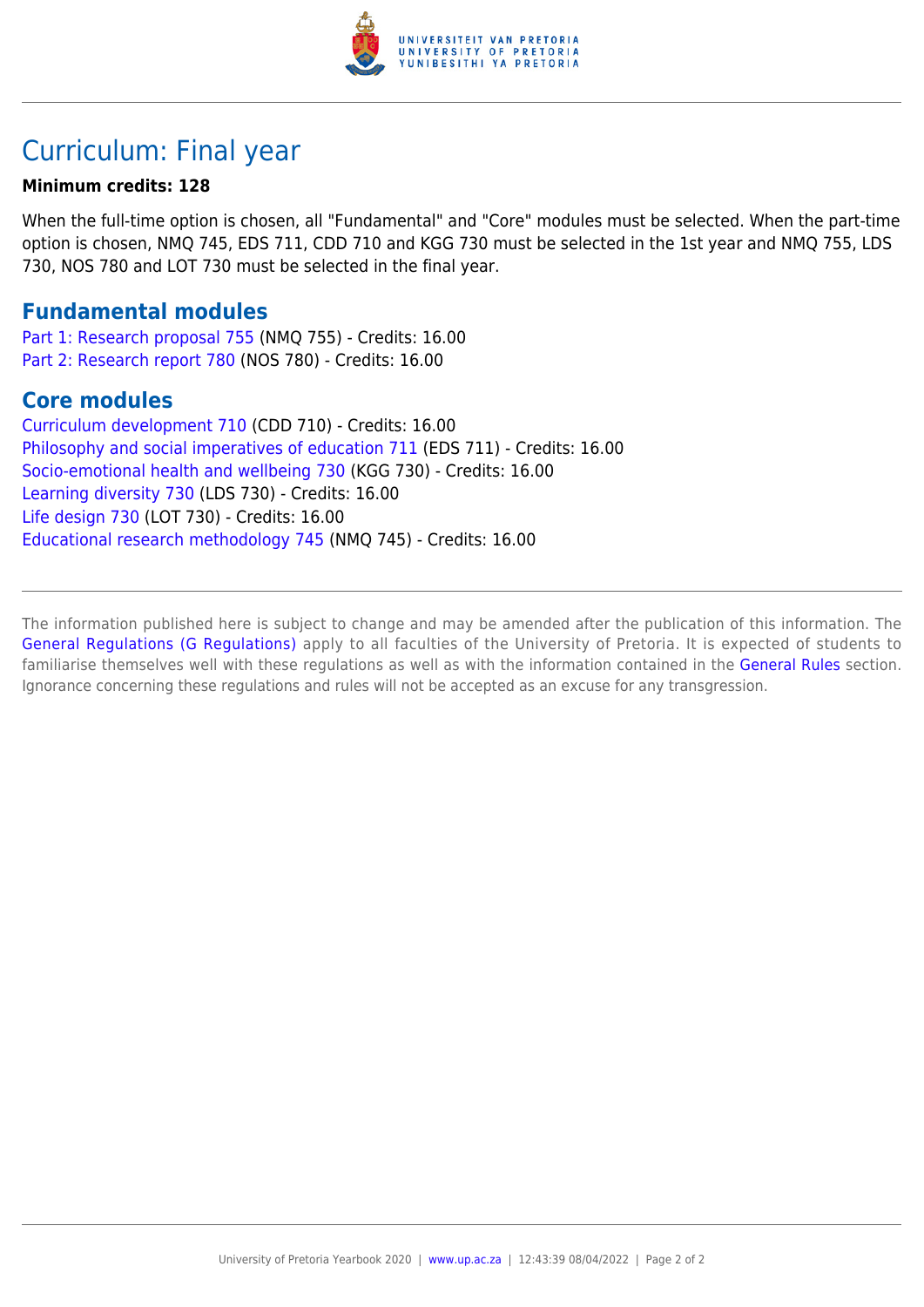# Curriculum: Final year

**Minimum credits: 128**

When the full-time option is chosen, all "Fundamental" and "Core" modules must be selected. When the part-time option is chosen, NMQ 745, EDS 711, CDD 710 and KGG 730 must be selected in the 1st year and NMQ 755, LDS 730, NOS 780 and LOT 730 must be selected in the final year.

## Fundamental modules

Part 1: Research proposal 755 (NMQ 755) - Credits: 16.00
Part 2: Research report 780 (NOS 780) - Credits: 16.00

## Core modules

Curriculum development 710 (CDD 710) - Credits: 16.00
Philosophy and social imperatives of education 711 (EDS 711) - Credits: 16.00
Socio-emotional health and wellbeing 730 (KGG 730) - Credits: 16.00
Learning diversity 730 (LDS 730) - Credits: 16.00
Life design 730 (LOT 730) - Credits: 16.00
Educational research methodology 745 (NMQ 745) - Credits: 16.00

The information published here is subject to change and may be amended after the publication of this information. The General Regulations (G Regulations) apply to all faculties of the University of Pretoria. It is expected of students to familiarise themselves well with these regulations as well as with the information contained in the General Rules section. Ignorance concerning these regulations and rules will not be accepted as an excuse for any transgression.